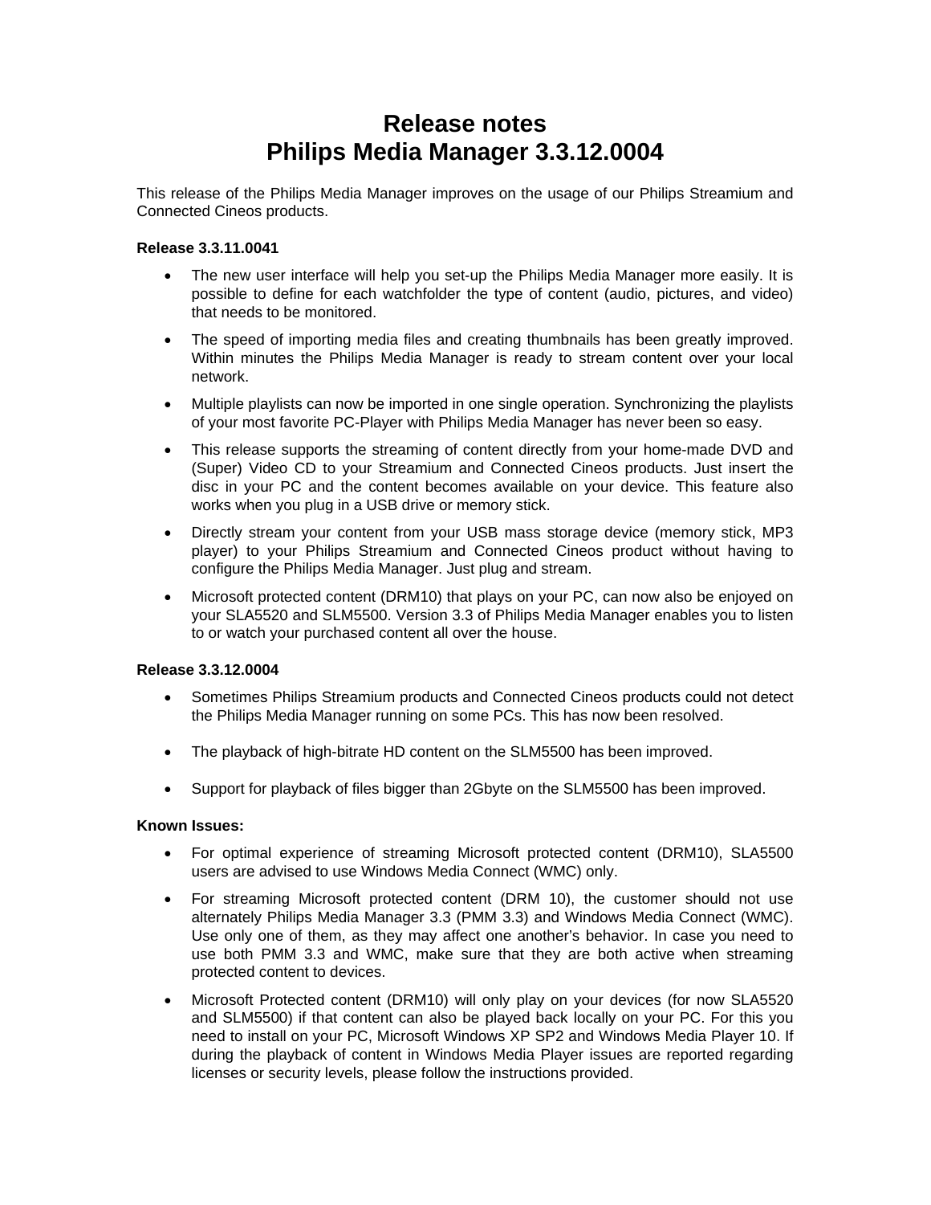# Release notes
# Philips Media Manager 3.3.12.0004

This release of the Philips Media Manager improves on the usage of our Philips Streamium and Connected Cineos products.

**Release 3.3.11.0041**

- The new user interface will help you set-up the Philips Media Manager more easily. It is possible to define for each watchfolder the type of content (audio, pictures, and video) that needs to be monitored.
- The speed of importing media files and creating thumbnails has been greatly improved. Within minutes the Philips Media Manager is ready to stream content over your local network.
- Multiple playlists can now be imported in one single operation. Synchronizing the playlists of your most favorite PC-Player with Philips Media Manager has never been so easy.
- This release supports the streaming of content directly from your home-made DVD and (Super) Video CD to your Streamium and Connected Cineos products. Just insert the disc in your PC and the content becomes available on your device. This feature also works when you plug in a USB drive or memory stick.
- Directly stream your content from your USB mass storage device (memory stick, MP3 player) to your Philips Streamium and Connected Cineos product without having to configure the Philips Media Manager. Just plug and stream.
- Microsoft protected content (DRM10) that plays on your PC, can now also be enjoyed on your SLA5520 and SLM5500. Version 3.3 of Philips Media Manager enables you to listen to or watch your purchased content all over the house.

**Release 3.3.12.0004**

- Sometimes Philips Streamium products and Connected Cineos products could not detect the Philips Media Manager running on some PCs. This has now been resolved.
- The playback of high-bitrate HD content on the SLM5500 has been improved.
- Support for playback of files bigger than 2Gbyte on the SLM5500 has been improved.

**Known Issues:**

- For optimal experience of streaming Microsoft protected content (DRM10), SLA5500 users are advised to use Windows Media Connect (WMC) only.
- For streaming Microsoft protected content (DRM 10), the customer should not use alternately Philips Media Manager 3.3 (PMM 3.3) and Windows Media Connect (WMC). Use only one of them, as they may affect one another's behavior. In case you need to use both PMM 3.3 and WMC, make sure that they are both active when streaming protected content to devices.
- Microsoft Protected content (DRM10) will only play on your devices (for now SLA5520 and SLM5500) if that content can also be played back locally on your PC. For this you need to install on your PC, Microsoft Windows XP SP2 and Windows Media Player 10. If during the playback of content in Windows Media Player issues are reported regarding licenses or security levels, please follow the instructions provided.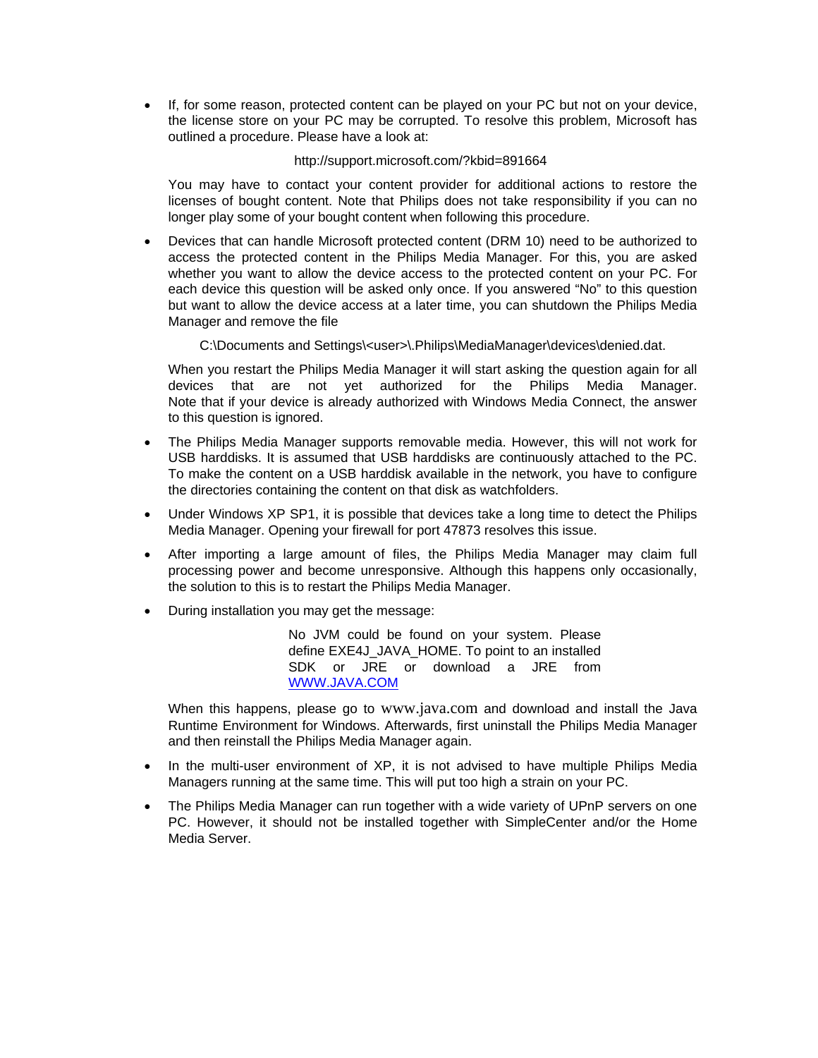- If, for some reason, protected content can be played on your PC but not on your device, the license store on your PC may be corrupted. To resolve this problem, Microsoft has outlined a procedure. Please have a look at:

  http://support.microsoft.com/?kbid=891664

  You may have to contact your content provider for additional actions to restore the licenses of bought content. Note that Philips does not take responsibility if you can no longer play some of your bought content when following this procedure.

- Devices that can handle Microsoft protected content (DRM 10) need to be authorized to access the protected content in the Philips Media Manager. For this, you are asked whether you want to allow the device access to the protected content on your PC. For each device this question will be asked only once. If you answered "No" to this question but want to allow the device access at a later time, you can shutdown the Philips Media Manager and remove the file

  C:\Documents and Settings\<user>\.Philips\MediaManager\devices\denied.dat.

  When you restart the Philips Media Manager it will start asking the question again for all devices that are not yet authorized for the Philips Media Manager. Note that if your device is already authorized with Windows Media Connect, the answer to this question is ignored.

- The Philips Media Manager supports removable media. However, this will not work for USB harddisks. It is assumed that USB harddisks are continuously attached to the PC. To make the content on a USB harddisk available in the network, you have to configure the directories containing the content on that disk as watchfolders.

- Under Windows XP SP1, it is possible that devices take a long time to detect the Philips Media Manager. Opening your firewall for port 47873 resolves this issue.

- After importing a large amount of files, the Philips Media Manager may claim full processing power and become unresponsive. Although this happens only occasionally, the solution to this is to restart the Philips Media Manager.

- During installation you may get the message:

  > No JVM could be found on your system. Please define EXE4J_JAVA_HOME. To point to an installed SDK or JRE or download a JRE from WWW.JAVA.COM

  When this happens, please go to www.java.com and download and install the Java Runtime Environment for Windows. Afterwards, first uninstall the Philips Media Manager and then reinstall the Philips Media Manager again.

- In the multi-user environment of XP, it is not advised to have multiple Philips Media Managers running at the same time. This will put too high a strain on your PC.

- The Philips Media Manager can run together with a wide variety of UPnP servers on one PC. However, it should not be installed together with SimpleCenter and/or the Home Media Server.